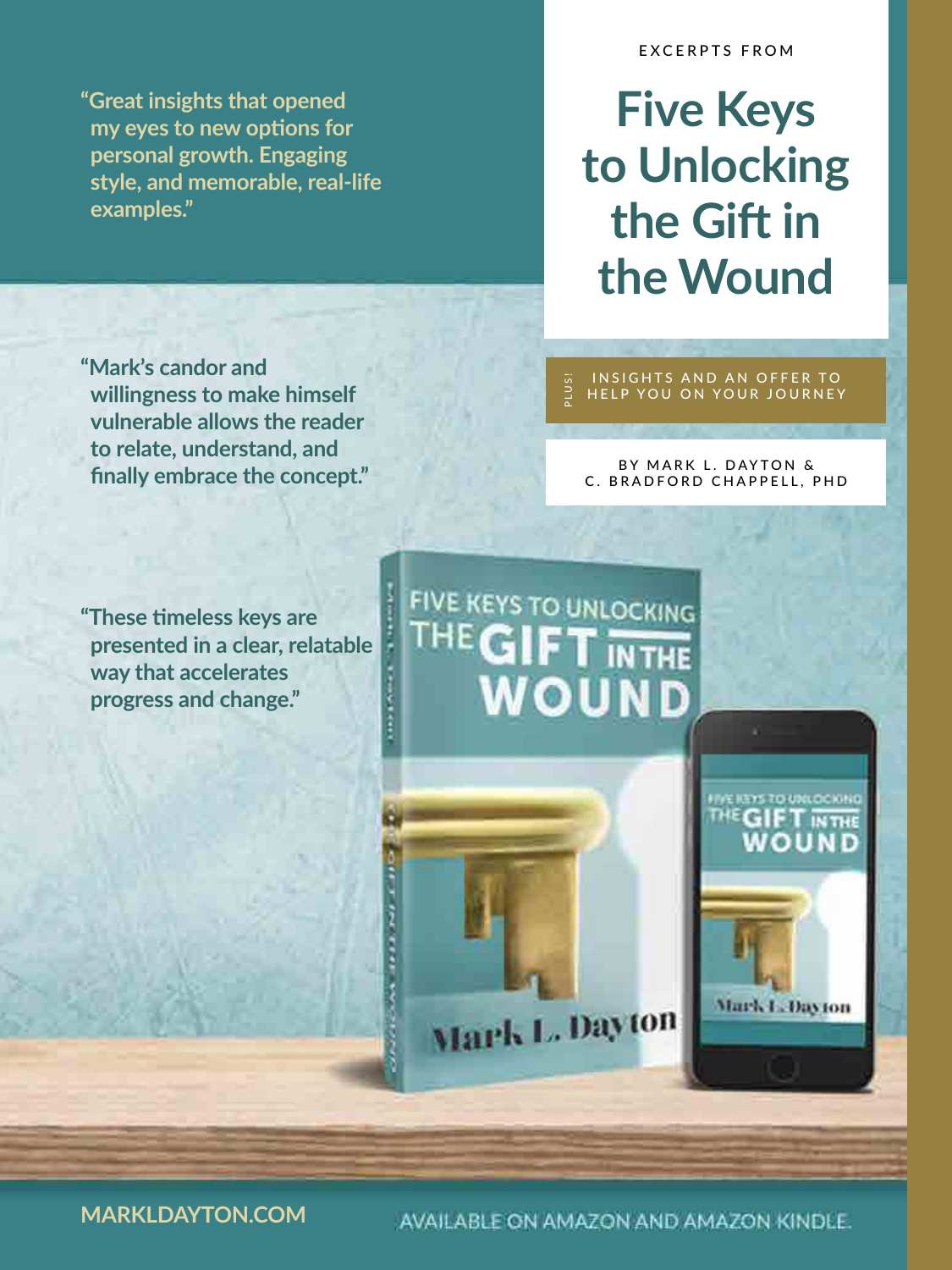EXCERPTS FROM

# Five Keys to Unlocking the Gift in the Wound

PLUS! INSIGHTS AND AN OFFER TO HELP YOU ON YOUR JOURNEY

BY MARK L. DAYTON & C. BRADFORD CHAPPELL, PHD

**"Great insights that opened my eyes to new options for personal growth. Engaging style, and memorable, real-life examples."**

**"Mark's candor and willingness to make himself vulnerable allows the reader to relate, understand, and finally embrace the concept."**

**"These timeless keys are presented in a clear, relatable way that accelerates progress and change."**

**MARKLDAYTON.COM**

AVAILABLE ON AMAZON AND AMAZON KINDLE.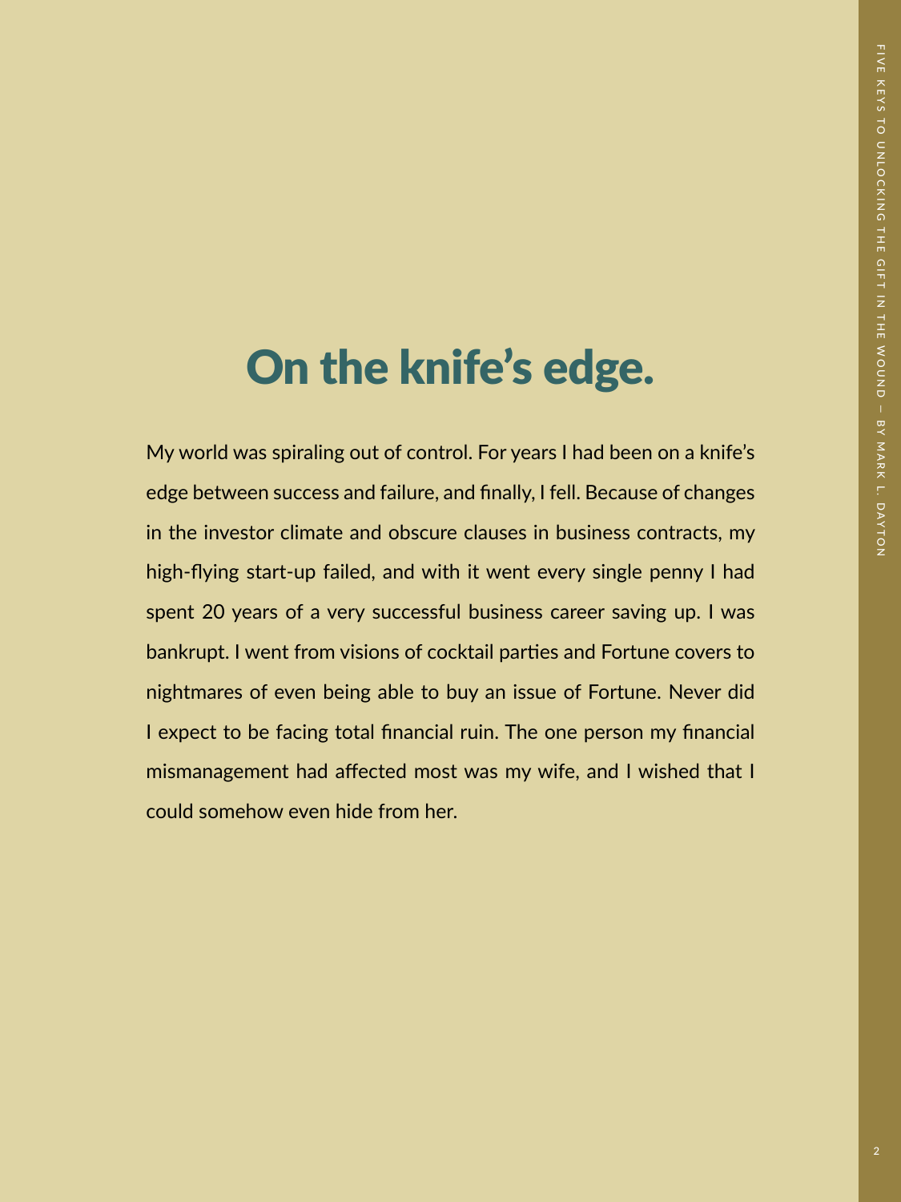# On the knife's edge.

My world was spiraling out of control. For years I had been on a knife's edge between success and failure, and finally, I fell. Because of changes in the investor climate and obscure clauses in business contracts, my high-flying start-up failed, and with it went every single penny I had spent 20 years of a very successful business career saving up. I was bankrupt. I went from visions of cocktail parties and Fortune covers to nightmares of even being able to buy an issue of Fortune. Never did I expect to be facing total financial ruin. The one person my financial mismanagement had affected most was my wife, and I wished that I could somehow even hide from her.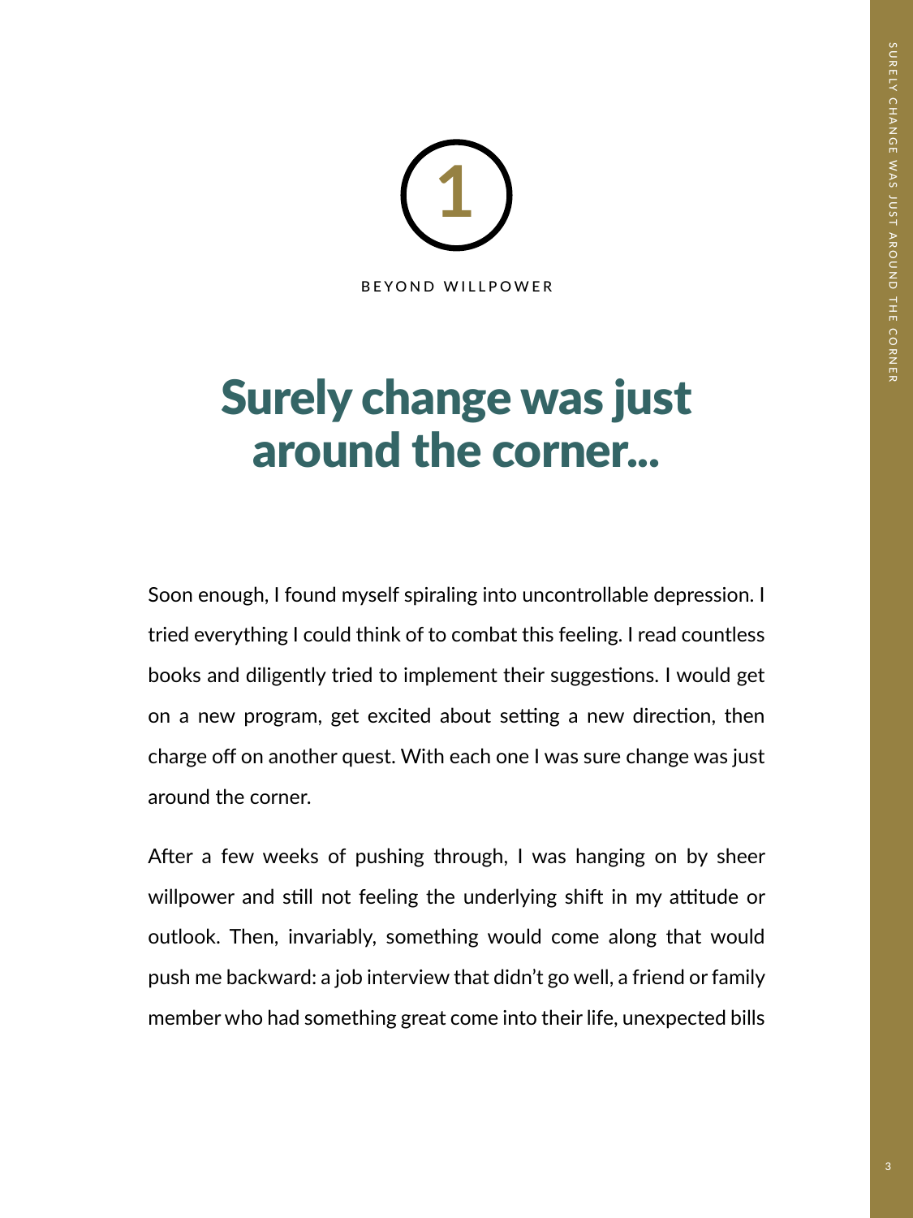1

BEYOND WILLPOWER

# Surely change was just around the corner...

Soon enough, I found myself spiraling into uncontrollable depression. I tried everything I could think of to combat this feeling. I read countless books and diligently tried to implement their suggestions. I would get on a new program, get excited about setting a new direction, then charge off on another quest. With each one I was sure change was just around the corner.

After a few weeks of pushing through, I was hanging on by sheer willpower and still not feeling the underlying shift in my attitude or outlook. Then, invariably, something would come along that would push me backward: a job interview that didn't go well, a friend or family member who had something great come into their life, unexpected bills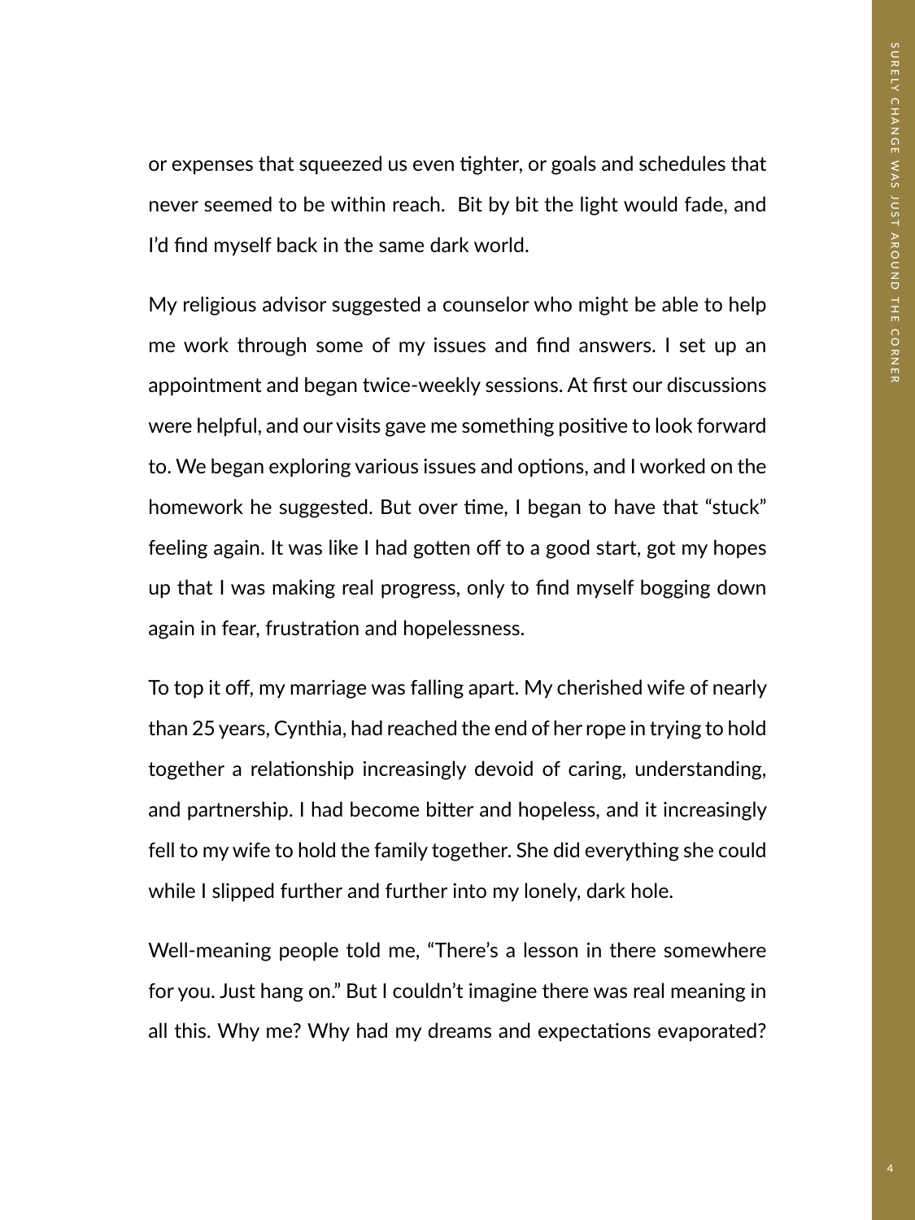or expenses that squeezed us even tighter, or goals and schedules that never seemed to be within reach.  Bit by bit the light would fade, and I'd find myself back in the same dark world.

My religious advisor suggested a counselor who might be able to help me work through some of my issues and find answers. I set up an appointment and began twice-weekly sessions. At first our discussions were helpful, and our visits gave me something positive to look forward to. We began exploring various issues and options, and I worked on the homework he suggested. But over time, I began to have that "stuck" feeling again. It was like I had gotten off to a good start, got my hopes up that I was making real progress, only to find myself bogging down again in fear, frustration and hopelessness.

To top it off, my marriage was falling apart. My cherished wife of nearly than 25 years, Cynthia, had reached the end of her rope in trying to hold together a relationship increasingly devoid of caring, understanding, and partnership. I had become bitter and hopeless, and it increasingly fell to my wife to hold the family together. She did everything she could while I slipped further and further into my lonely, dark hole.

Well-meaning people told me, "There's a lesson in there somewhere for you. Just hang on." But I couldn't imagine there was real meaning in all this. Why me? Why had my dreams and expectations evaporated?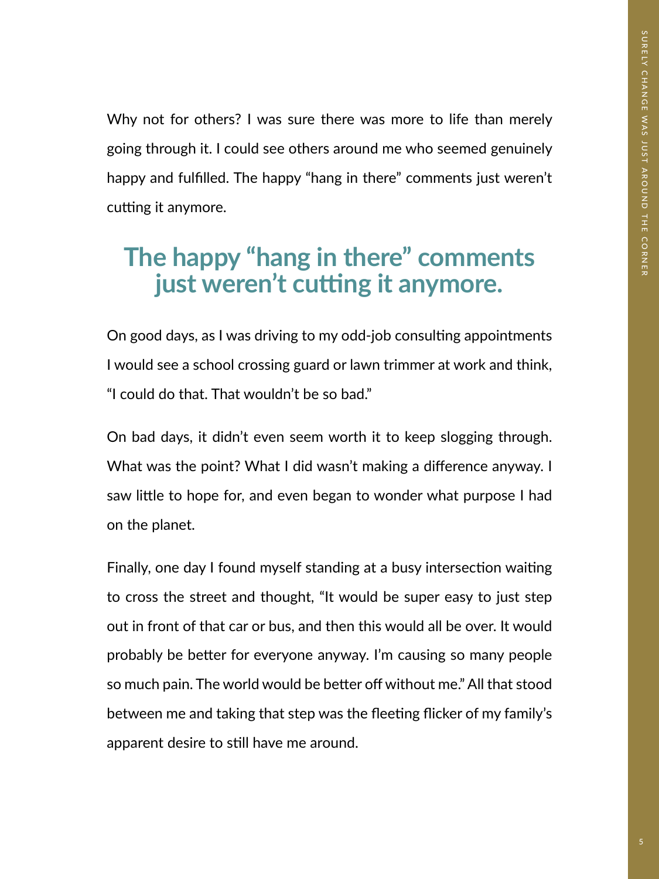Why not for others? I was sure there was more to life than merely going through it. I could see others around me who seemed genuinely happy and fulfilled. The happy "hang in there" comments just weren't cutting it anymore.

## The happy "hang in there" comments just weren't cutting it anymore.

On good days, as I was driving to my odd-job consulting appointments I would see a school crossing guard or lawn trimmer at work and think, "I could do that. That wouldn't be so bad."

On bad days, it didn't even seem worth it to keep slogging through. What was the point? What I did wasn't making a difference anyway. I saw little to hope for, and even began to wonder what purpose I had on the planet.

Finally, one day I found myself standing at a busy intersection waiting to cross the street and thought, "It would be super easy to just step out in front of that car or bus, and then this would all be over. It would probably be better for everyone anyway. I'm causing so many people so much pain. The world would be better off without me." All that stood between me and taking that step was the fleeting flicker of my family's apparent desire to still have me around.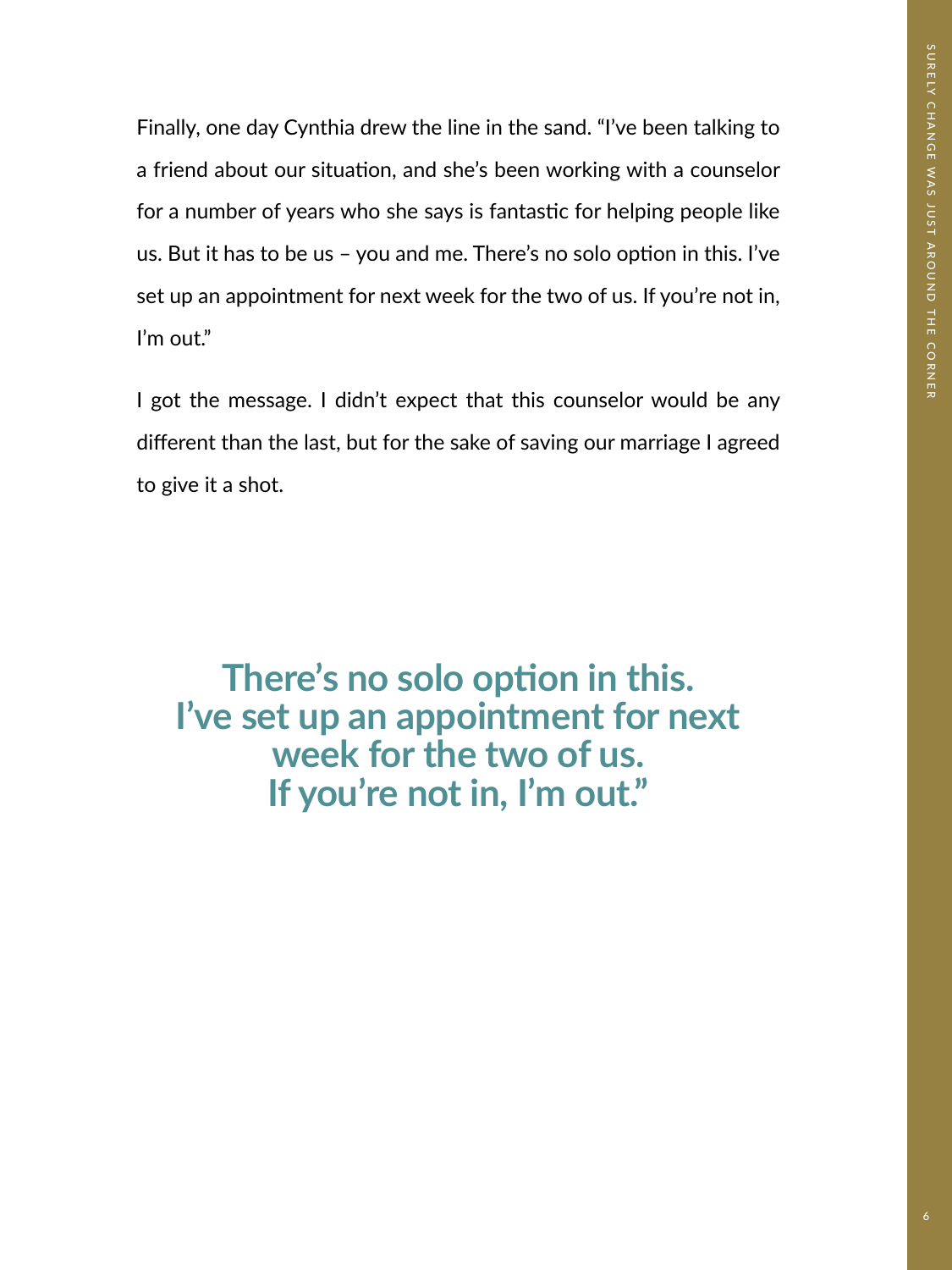Finally, one day Cynthia drew the line in the sand. "I've been talking to a friend about our situation, and she's been working with a counselor for a number of years who she says is fantastic for helping people like us. But it has to be us – you and me. There's no solo option in this. I've set up an appointment for next week for the two of us. If you're not in, I'm out."

I got the message. I didn't expect that this counselor would be any different than the last, but for the sake of saving our marriage I agreed to give it a shot.

**There's no solo option in this. I've set up an appointment for next week for the two of us. If you're not in, I'm out."**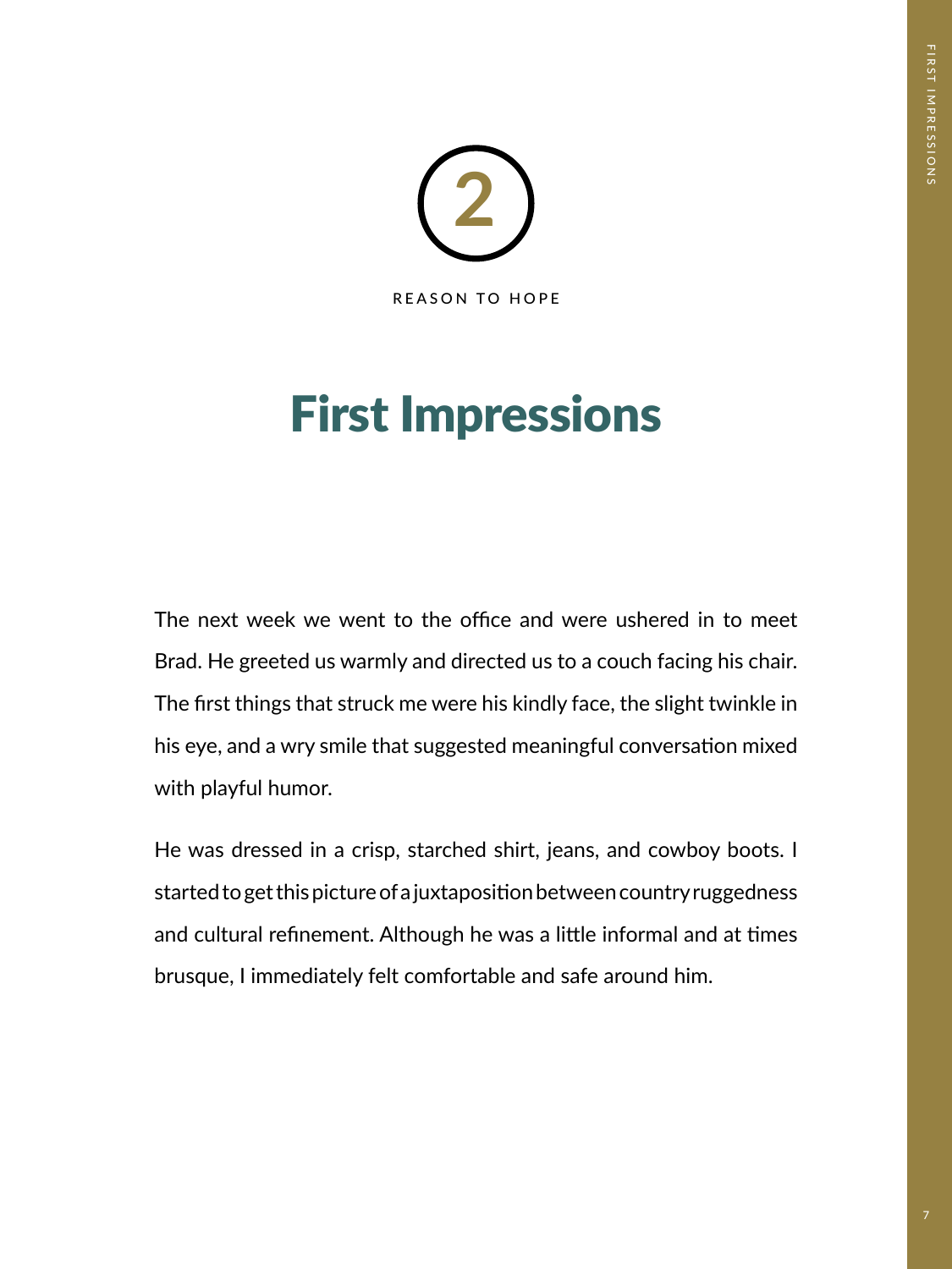2

REASON TO HOPE

# First Impressions

The next week we went to the office and were ushered in to meet Brad. He greeted us warmly and directed us to a couch facing his chair. The first things that struck me were his kindly face, the slight twinkle in his eye, and a wry smile that suggested meaningful conversation mixed with playful humor.

He was dressed in a crisp, starched shirt, jeans, and cowboy boots. I started to get this picture of a juxtaposition between country ruggedness and cultural refinement. Although he was a little informal and at times brusque, I immediately felt comfortable and safe around him.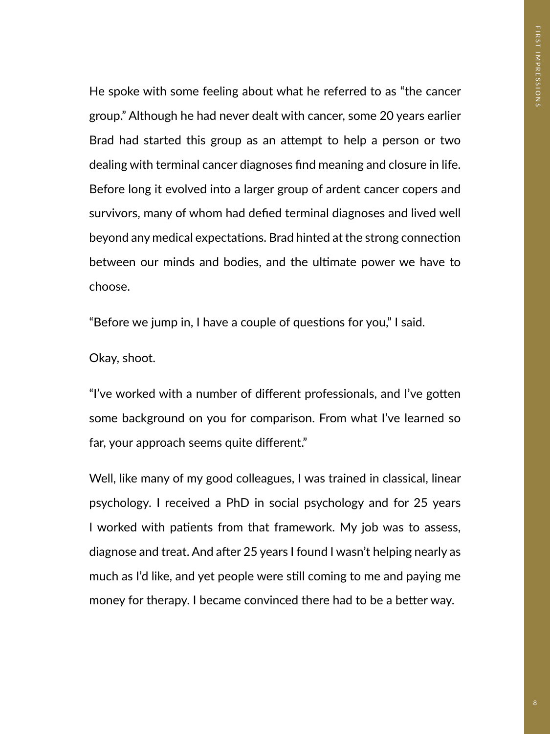He spoke with some feeling about what he referred to as "the cancer group." Although he had never dealt with cancer, some 20 years earlier Brad had started this group as an attempt to help a person or two dealing with terminal cancer diagnoses find meaning and closure in life. Before long it evolved into a larger group of ardent cancer copers and survivors, many of whom had defied terminal diagnoses and lived well beyond any medical expectations. Brad hinted at the strong connection between our minds and bodies, and the ultimate power we have to choose.

"Before we jump in, I have a couple of questions for you," I said.

Okay, shoot.

"I've worked with a number of different professionals, and I've gotten some background on you for comparison. From what I've learned so far, your approach seems quite different."

Well, like many of my good colleagues, I was trained in classical, linear psychology. I received a PhD in social psychology and for 25 years I worked with patients from that framework. My job was to assess, diagnose and treat. And after 25 years I found I wasn't helping nearly as much as I'd like, and yet people were still coming to me and paying me money for therapy. I became convinced there had to be a better way.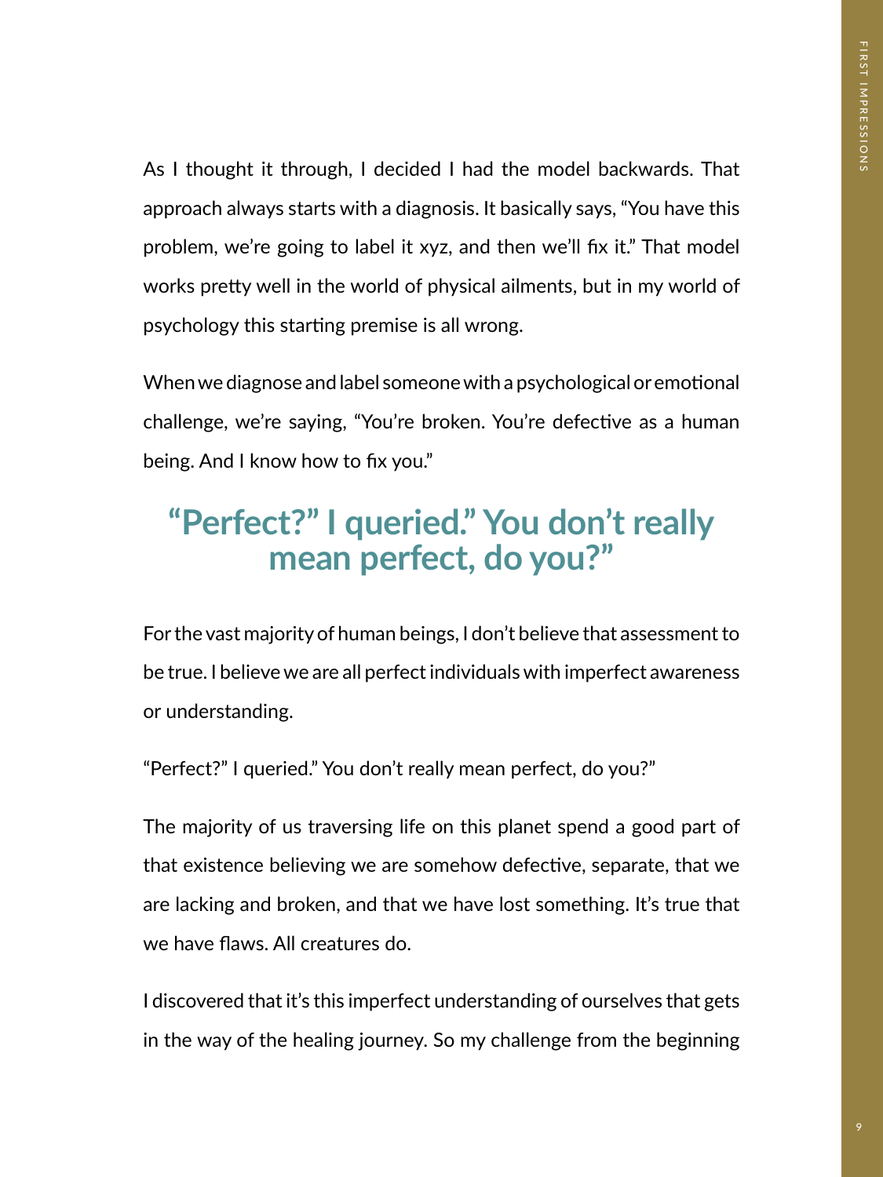As I thought it through, I decided I had the model backwards. That approach always starts with a diagnosis. It basically says, "You have this problem, we're going to label it xyz, and then we'll fix it." That model works pretty well in the world of physical ailments, but in my world of psychology this starting premise is all wrong.

When we diagnose and label someone with a psychological or emotional challenge, we're saying, "You're broken. You're defective as a human being. And I know how to fix you."

## "Perfect?" I queried." You don't really mean perfect, do you?"

For the vast majority of human beings, I don't believe that assessment to be true. I believe we are all perfect individuals with imperfect awareness or understanding.

"Perfect?" I queried." You don't really mean perfect, do you?"

The majority of us traversing life on this planet spend a good part of that existence believing we are somehow defective, separate, that we are lacking and broken, and that we have lost something. It's true that we have flaws. All creatures do.

I discovered that it's this imperfect understanding of ourselves that gets in the way of the healing journey. So my challenge from the beginning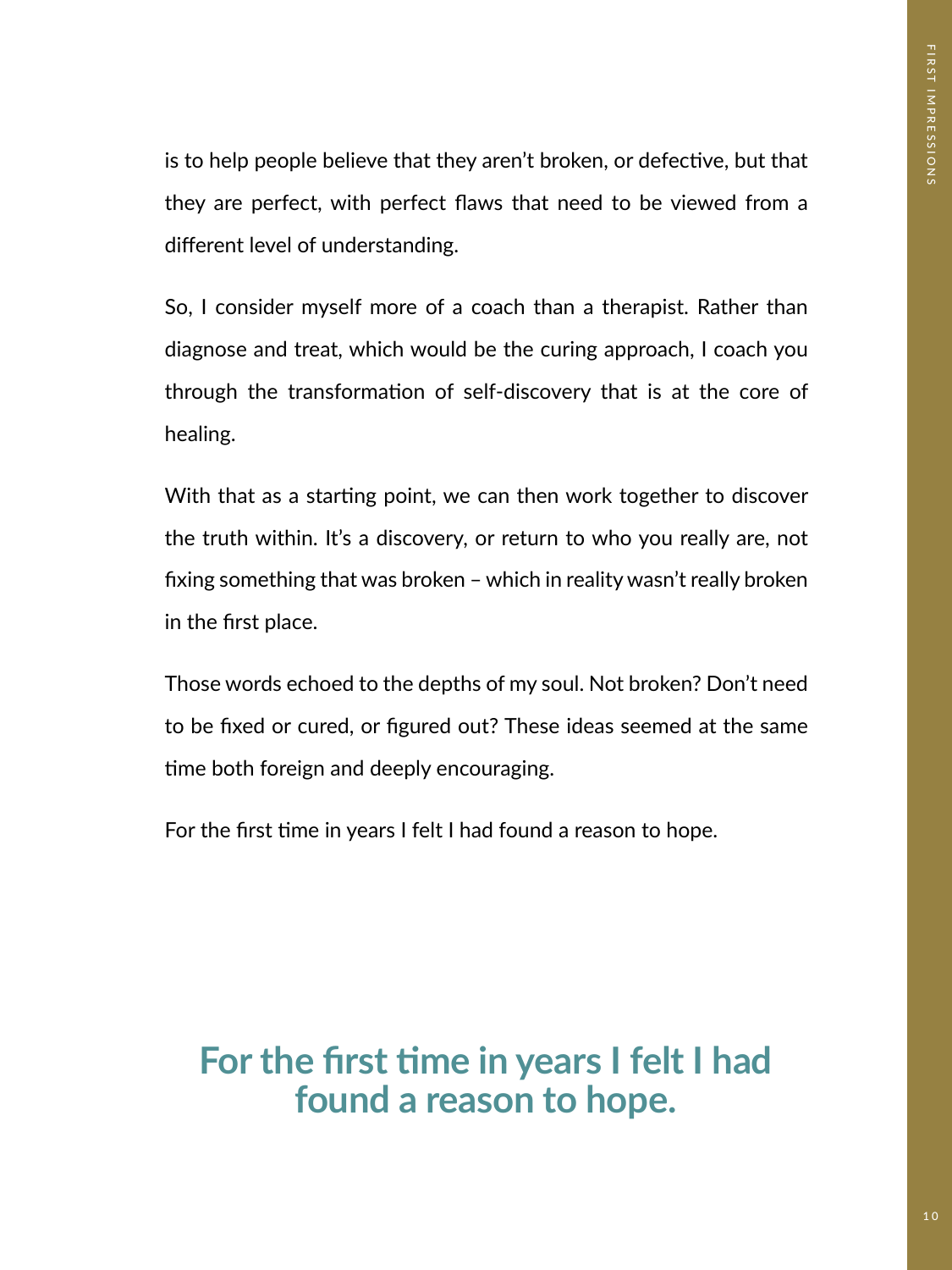is to help people believe that they aren't broken, or defective, but that they are perfect, with perfect flaws that need to be viewed from a different level of understanding.

So, I consider myself more of a coach than a therapist. Rather than diagnose and treat, which would be the curing approach, I coach you through the transformation of self-discovery that is at the core of healing.

With that as a starting point, we can then work together to discover the truth within. It's a discovery, or return to who you really are, not fixing something that was broken – which in reality wasn't really broken in the first place.

Those words echoed to the depths of my soul. Not broken? Don't need to be fixed or cured, or figured out? These ideas seemed at the same time both foreign and deeply encouraging.

For the first time in years I felt I had found a reason to hope.

**For the first time in years I felt I had found a reason to hope.**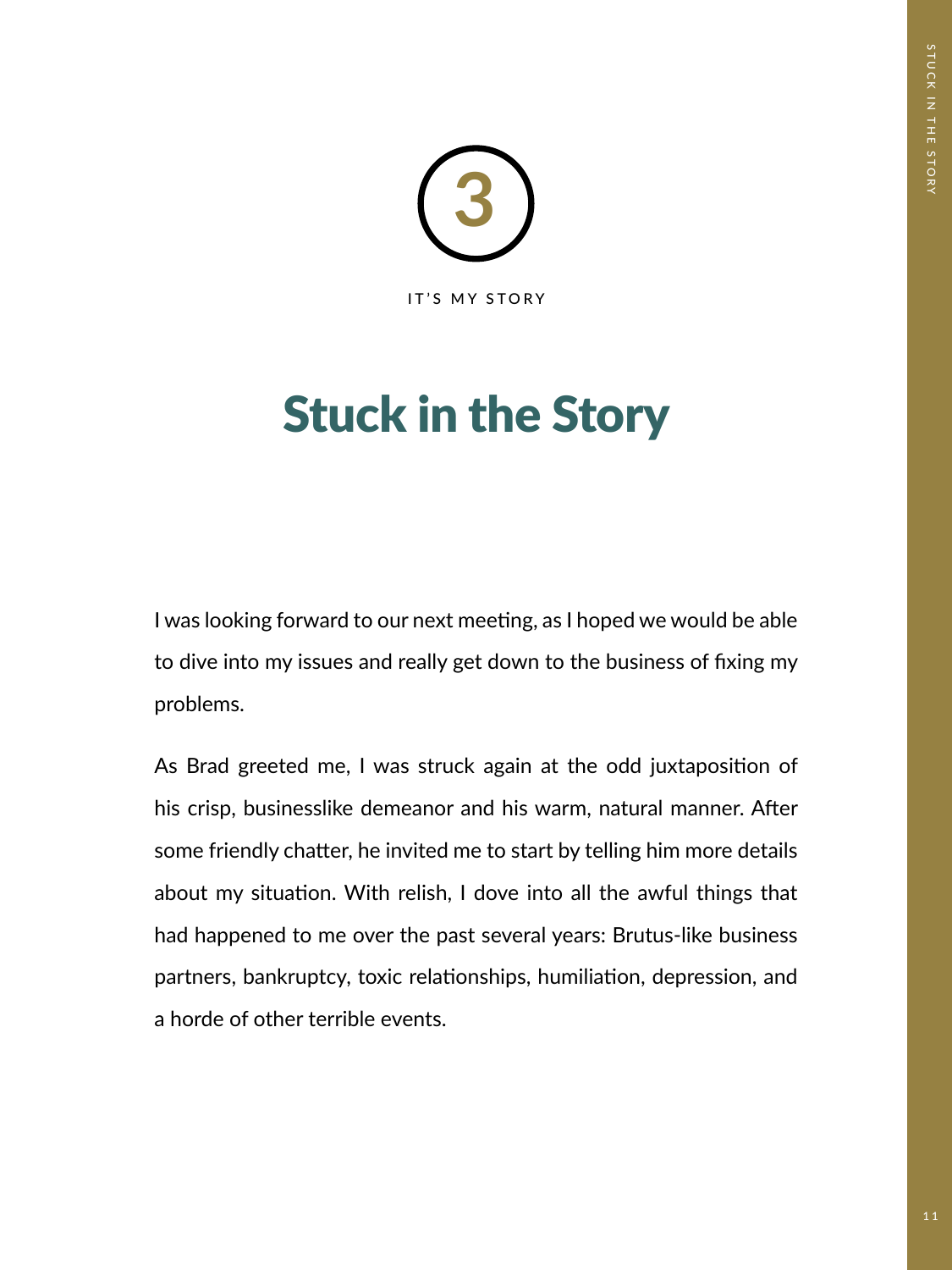3

IT'S MY STORY

# Stuck in the Story

I was looking forward to our next meeting, as I hoped we would be able to dive into my issues and really get down to the business of fixing my problems.

As Brad greeted me, I was struck again at the odd juxtaposition of his crisp, businesslike demeanor and his warm, natural manner. After some friendly chatter, he invited me to start by telling him more details about my situation. With relish, I dove into all the awful things that had happened to me over the past several years: Brutus-like business partners, bankruptcy, toxic relationships, humiliation, depression, and a horde of other terrible events.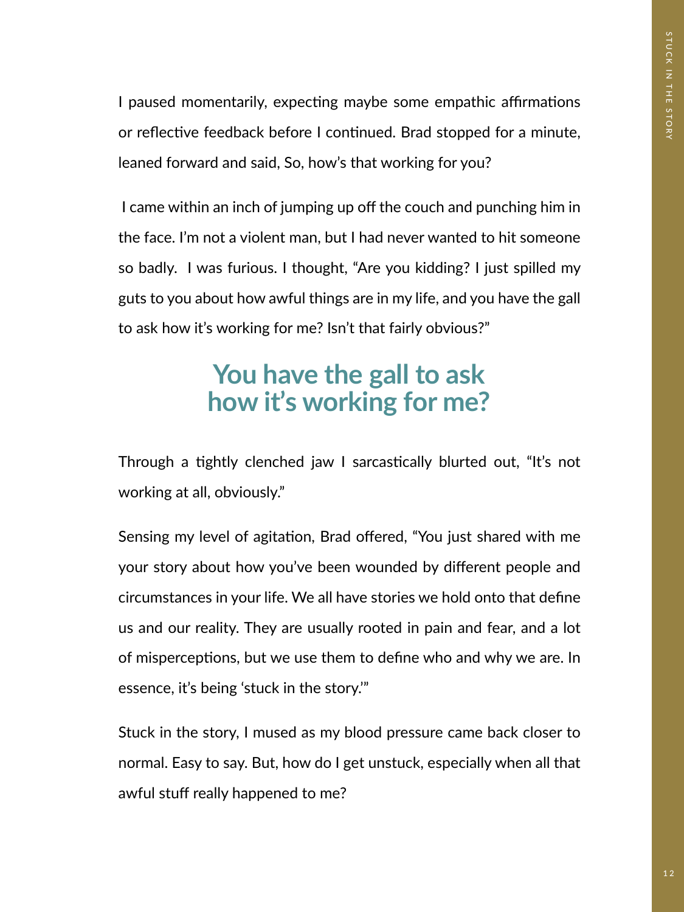I paused momentarily, expecting maybe some empathic affirmations or reflective feedback before I continued. Brad stopped for a minute, leaned forward and said, So, how's that working for you?

I came within an inch of jumping up off the couch and punching him in the face. I'm not a violent man, but I had never wanted to hit someone so badly. I was furious. I thought, "Are you kidding? I just spilled my guts to you about how awful things are in my life, and you have the gall to ask how it's working for me? Isn't that fairly obvious?"

## You have the gall to ask how it's working for me?

Through a tightly clenched jaw I sarcastically blurted out, "It's not working at all, obviously."

Sensing my level of agitation, Brad offered, "You just shared with me your story about how you've been wounded by different people and circumstances in your life. We all have stories we hold onto that define us and our reality. They are usually rooted in pain and fear, and a lot of misperceptions, but we use them to define who and why we are. In essence, it's being 'stuck in the story.'"

Stuck in the story, I mused as my blood pressure came back closer to normal. Easy to say. But, how do I get unstuck, especially when all that awful stuff really happened to me?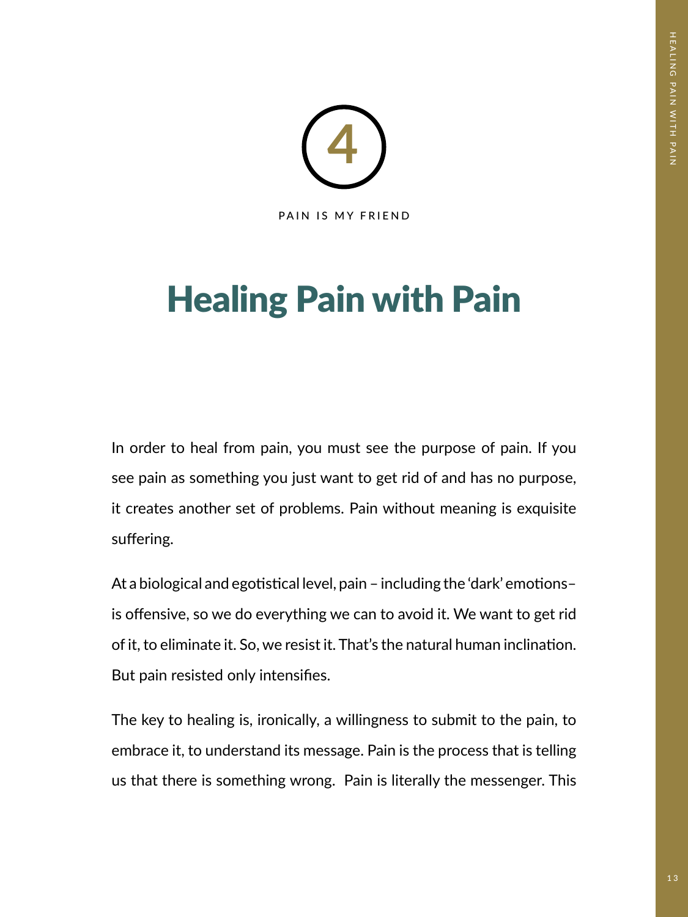4

PAIN IS MY FRIEND

# Healing Pain with Pain

In order to heal from pain, you must see the purpose of pain. If you see pain as something you just want to get rid of and has no purpose, it creates another set of problems. Pain without meaning is exquisite suffering.

At a biological and egotistical level, pain – including the 'dark' emotions– is offensive, so we do everything we can to avoid it. We want to get rid of it, to eliminate it. So, we resist it. That's the natural human inclination. But pain resisted only intensifies.

The key to healing is, ironically, a willingness to submit to the pain, to embrace it, to understand its message. Pain is the process that is telling us that there is something wrong. Pain is literally the messenger. This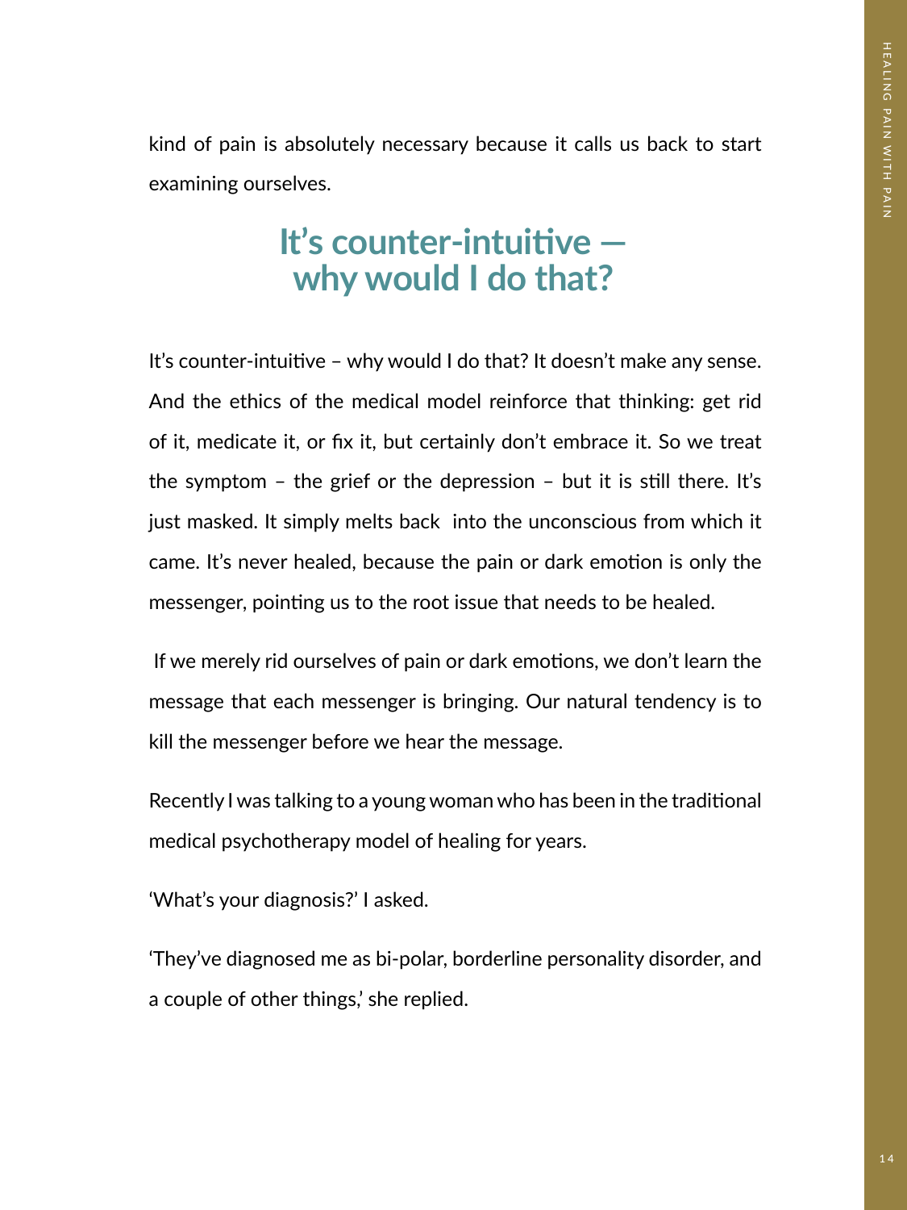kind of pain is absolutely necessary because it calls us back to start examining ourselves.

## It's counter-intuitive — why would I do that?

It's counter-intuitive – why would I do that? It doesn't make any sense. And the ethics of the medical model reinforce that thinking: get rid of it, medicate it, or fix it, but certainly don't embrace it. So we treat the symptom – the grief or the depression – but it is still there. It's just masked. It simply melts back into the unconscious from which it came. It's never healed, because the pain or dark emotion is only the messenger, pointing us to the root issue that needs to be healed.

If we merely rid ourselves of pain or dark emotions, we don't learn the message that each messenger is bringing. Our natural tendency is to kill the messenger before we hear the message.

Recently I was talking to a young woman who has been in the traditional medical psychotherapy model of healing for years.

'What's your diagnosis?' I asked.

'They've diagnosed me as bi-polar, borderline personality disorder, and a couple of other things,' she replied.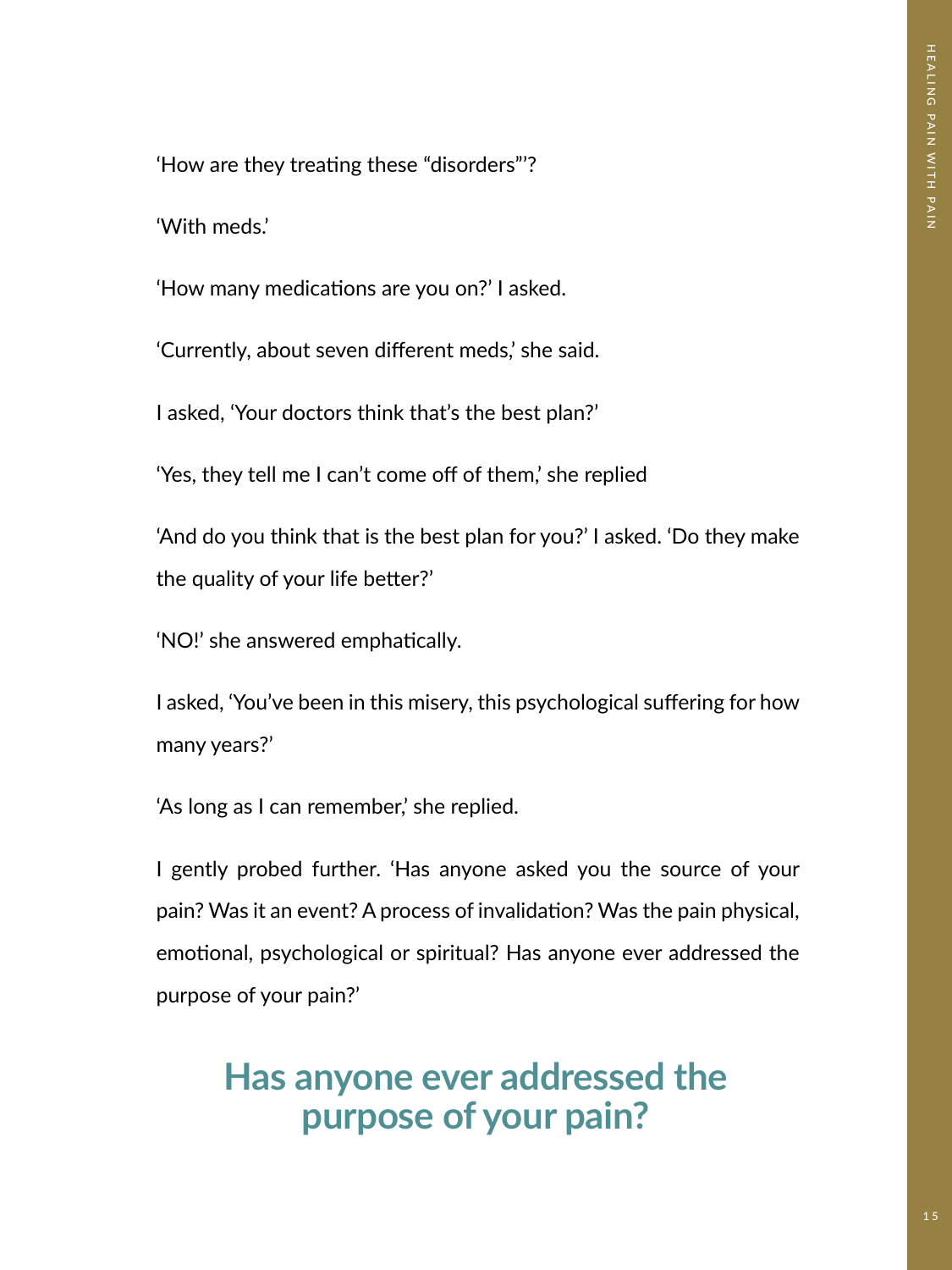'How are they treating these "disorders"'?

'With meds.'

'How many medications are you on?' I asked.

'Currently, about seven different meds,' she said.

I asked, 'Your doctors think that's the best plan?'

'Yes, they tell me I can't come off of them,' she replied

'And do you think that is the best plan for you?' I asked. 'Do they make the quality of your life better?'

'NO!' she answered emphatically.

I asked, 'You've been in this misery, this psychological suffering for how many years?'

'As long as I can remember,' she replied.

I gently probed further. 'Has anyone asked you the source of your pain? Was it an event? A process of invalidation? Was the pain physical, emotional, psychological or spiritual? Has anyone ever addressed the purpose of your pain?'

## Has anyone ever addressed the purpose of your pain?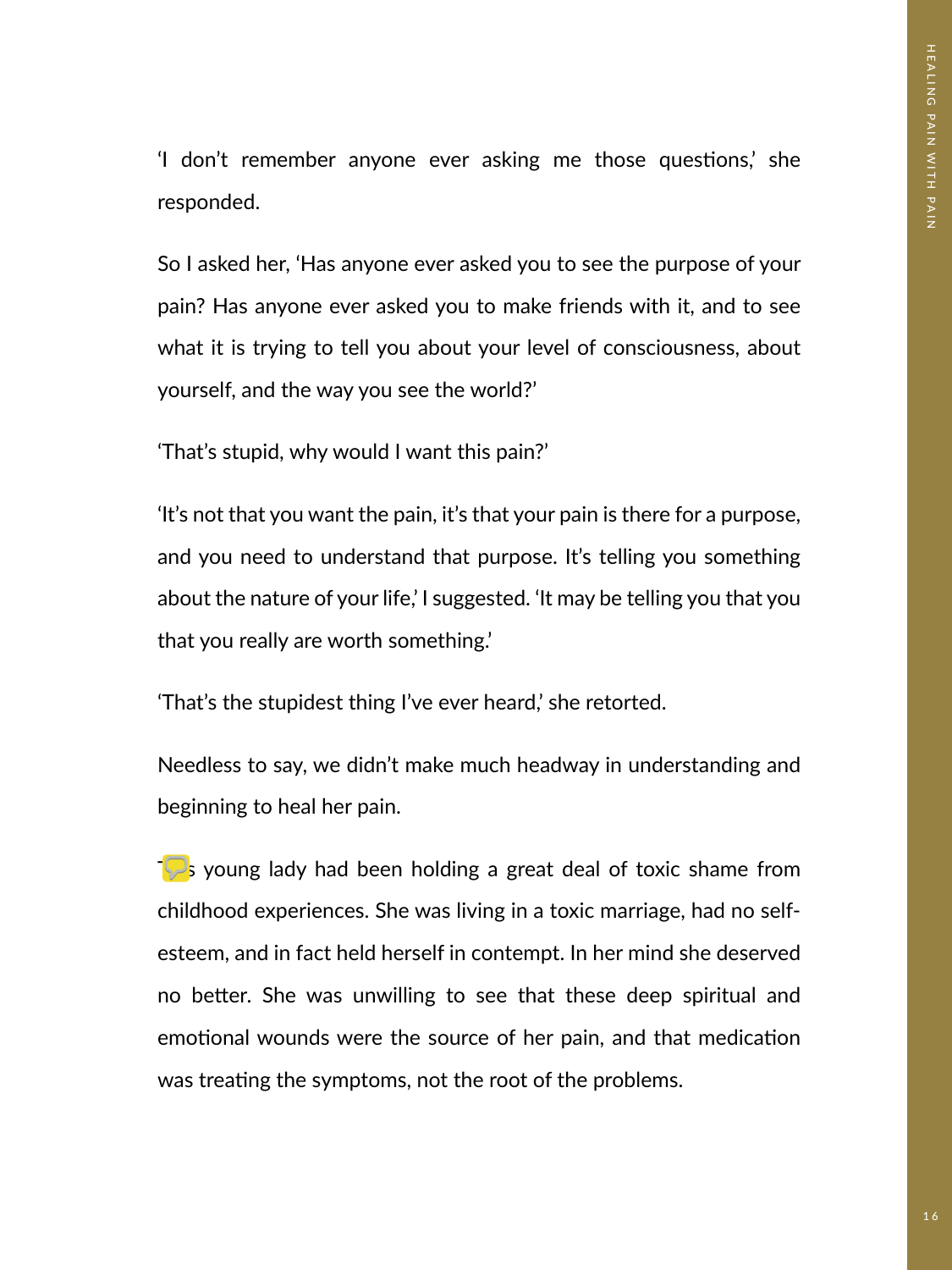'I don't remember anyone ever asking me those questions,' she responded.

So I asked her, 'Has anyone ever asked you to see the purpose of your pain? Has anyone ever asked you to make friends with it, and to see what it is trying to tell you about your level of consciousness, about yourself, and the way you see the world?'

'That's stupid, why would I want this pain?'

'It's not that you want the pain, it's that your pain is there for a purpose, and you need to understand that purpose. It's telling you something about the nature of your life,' I suggested. 'It may be telling you that you that you really are worth something.'

'That's the stupidest thing I've ever heard,' she retorted.

Needless to say, we didn't make much headway in understanding and beginning to heal her pain.

This young lady had been holding a great deal of toxic shame from childhood experiences. She was living in a toxic marriage, had no self-esteem, and in fact held herself in contempt. In her mind she deserved no better. She was unwilling to see that these deep spiritual and emotional wounds were the source of her pain, and that medication was treating the symptoms, not the root of the problems.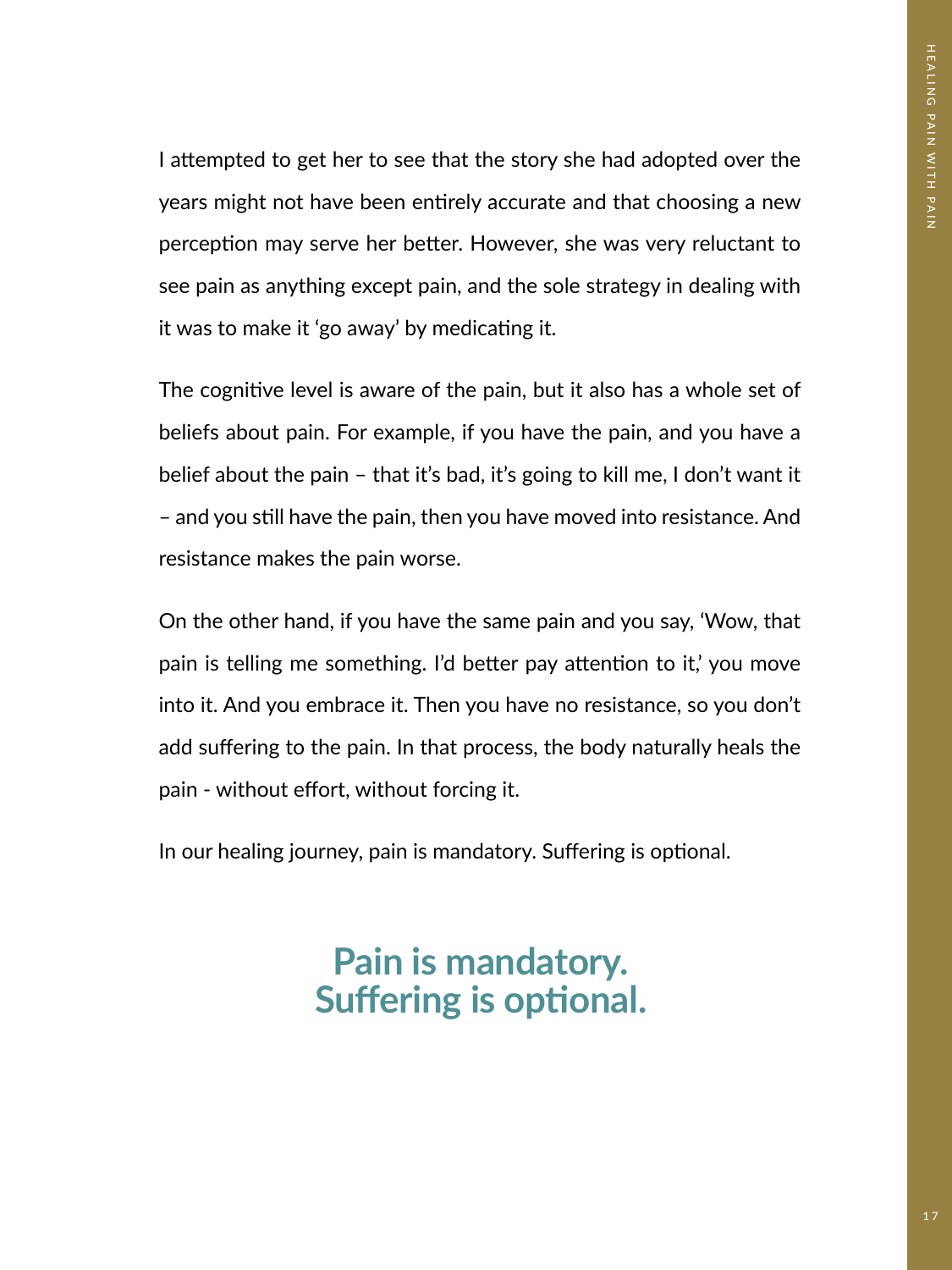I attempted to get her to see that the story she had adopted over the years might not have been entirely accurate and that choosing a new perception may serve her better. However, she was very reluctant to see pain as anything except pain, and the sole strategy in dealing with it was to make it 'go away' by medicating it.

The cognitive level is aware of the pain, but it also has a whole set of beliefs about pain. For example, if you have the pain, and you have a belief about the pain – that it's bad, it's going to kill me, I don't want it – and you still have the pain, then you have moved into resistance. And resistance makes the pain worse.

On the other hand, if you have the same pain and you say, 'Wow, that pain is telling me something. I'd better pay attention to it,' you move into it. And you embrace it. Then you have no resistance, so you don't add suffering to the pain. In that process, the body naturally heals the pain - without effort, without forcing it.

In our healing journey, pain is mandatory. Suffering is optional.

**Pain is mandatory.
Suffering is optional.**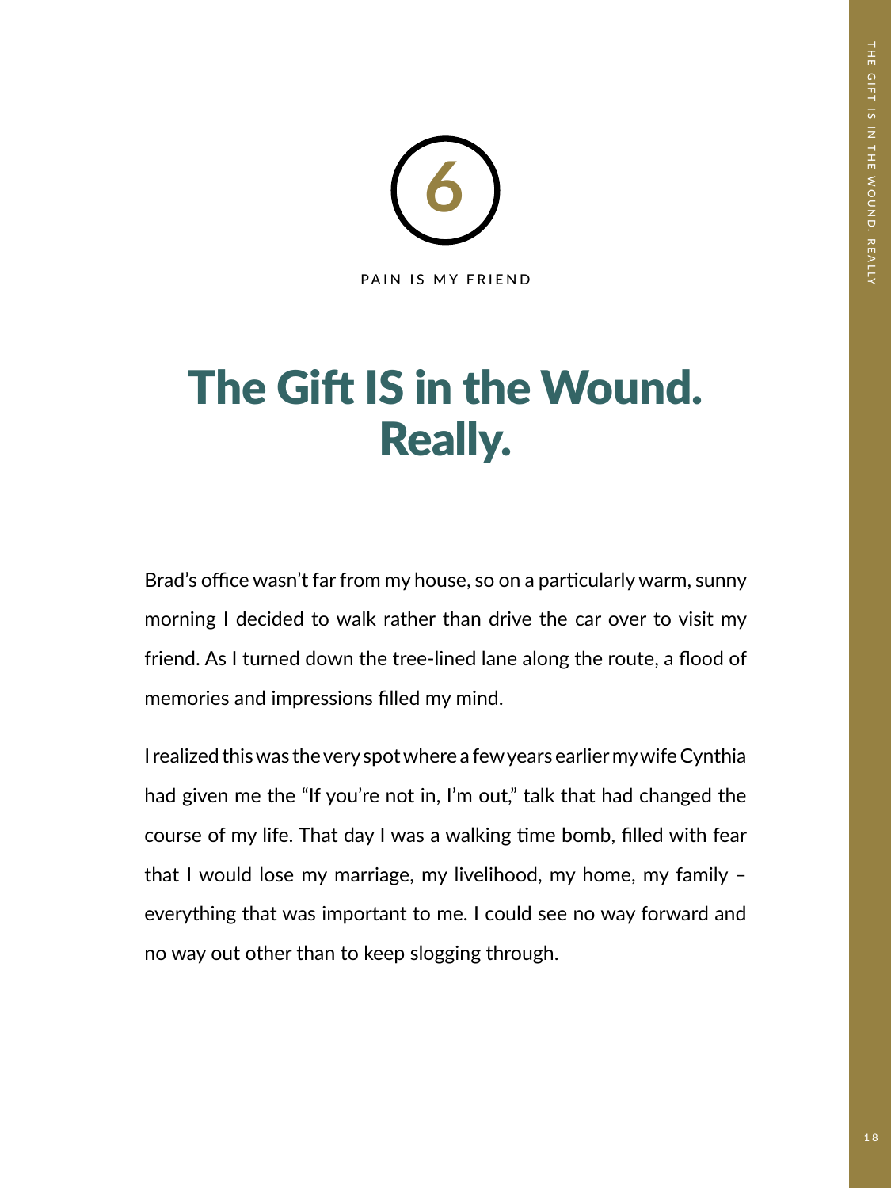6

PAIN IS MY FRIEND

# The Gift IS in the Wound. Really.

Brad's office wasn't far from my house, so on a particularly warm, sunny morning I decided to walk rather than drive the car over to visit my friend. As I turned down the tree-lined lane along the route, a flood of memories and impressions filled my mind.

I realized this was the very spot where a few years earlier my wife Cynthia had given me the "If you're not in, I'm out," talk that had changed the course of my life. That day I was a walking time bomb, filled with fear that I would lose my marriage, my livelihood, my home, my family – everything that was important to me. I could see no way forward and no way out other than to keep slogging through.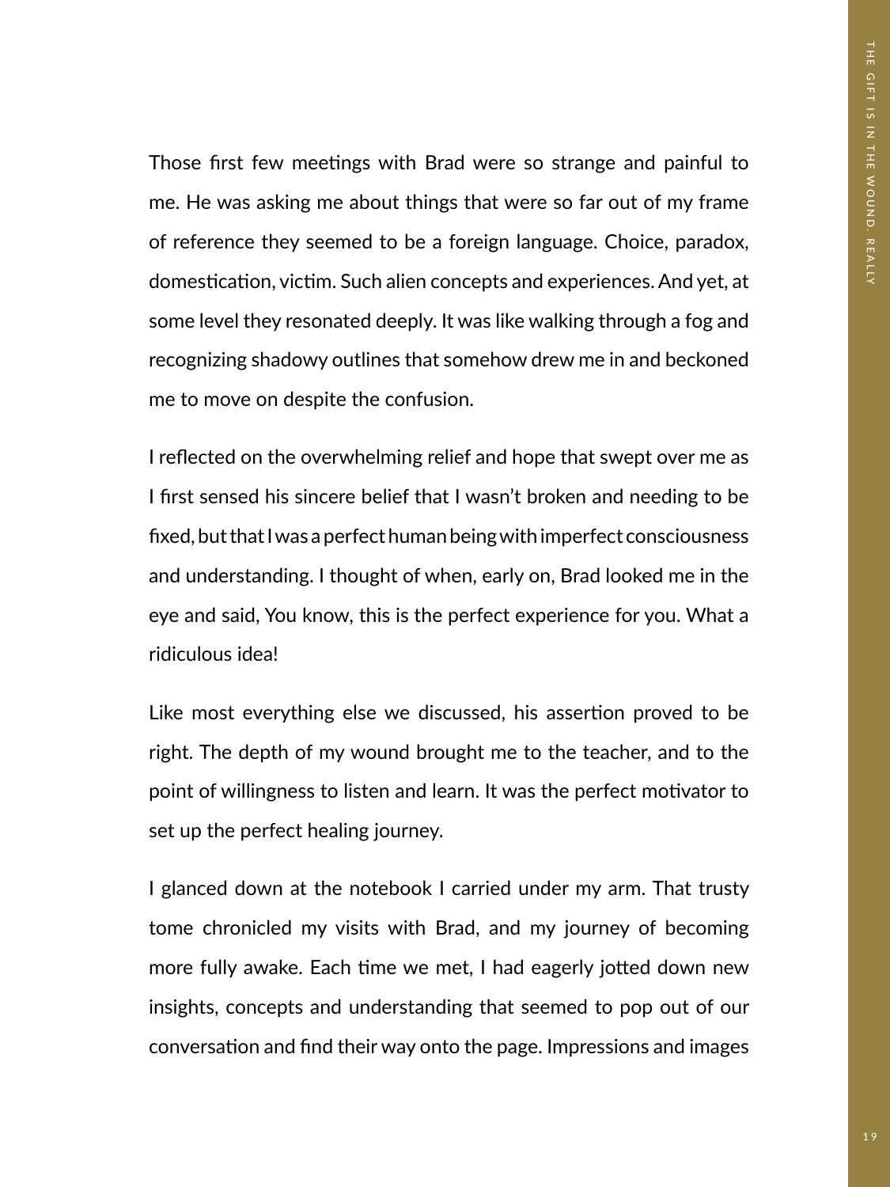Those first few meetings with Brad were so strange and painful to me. He was asking me about things that were so far out of my frame of reference they seemed to be a foreign language. Choice, paradox, domestication, victim. Such alien concepts and experiences. And yet, at some level they resonated deeply. It was like walking through a fog and recognizing shadowy outlines that somehow drew me in and beckoned me to move on despite the confusion.

I reflected on the overwhelming relief and hope that swept over me as I first sensed his sincere belief that I wasn't broken and needing to be fixed, but that I was a perfect human being with imperfect consciousness and understanding. I thought of when, early on, Brad looked me in the eye and said, You know, this is the perfect experience for you. What a ridiculous idea!

Like most everything else we discussed, his assertion proved to be right. The depth of my wound brought me to the teacher, and to the point of willingness to listen and learn. It was the perfect motivator to set up the perfect healing journey.

I glanced down at the notebook I carried under my arm. That trusty tome chronicled my visits with Brad, and my journey of becoming more fully awake. Each time we met, I had eagerly jotted down new insights, concepts and understanding that seemed to pop out of our conversation and find their way onto the page. Impressions and images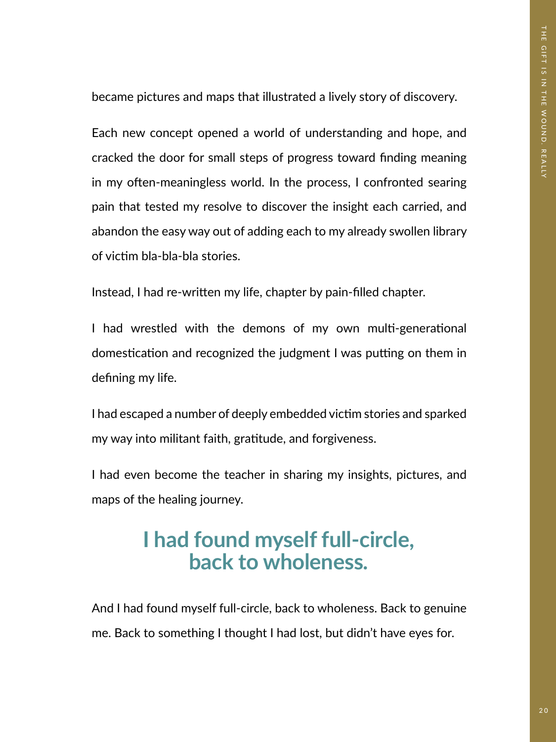became pictures and maps that illustrated a lively story of discovery.

Each new concept opened a world of understanding and hope, and cracked the door for small steps of progress toward finding meaning in my often-meaningless world. In the process, I confronted searing pain that tested my resolve to discover the insight each carried, and abandon the easy way out of adding each to my already swollen library of victim bla-bla-bla stories.

Instead, I had re-written my life, chapter by pain-filled chapter.

I had wrestled with the demons of my own multi-generational domestication and recognized the judgment I was putting on them in defining my life.

I had escaped a number of deeply embedded victim stories and sparked my way into militant faith, gratitude, and forgiveness.

I had even become the teacher in sharing my insights, pictures, and maps of the healing journey.

**I had found myself full-circle, back to wholeness.**

And I had found myself full-circle, back to wholeness. Back to genuine me. Back to something I thought I had lost, but didn't have eyes for.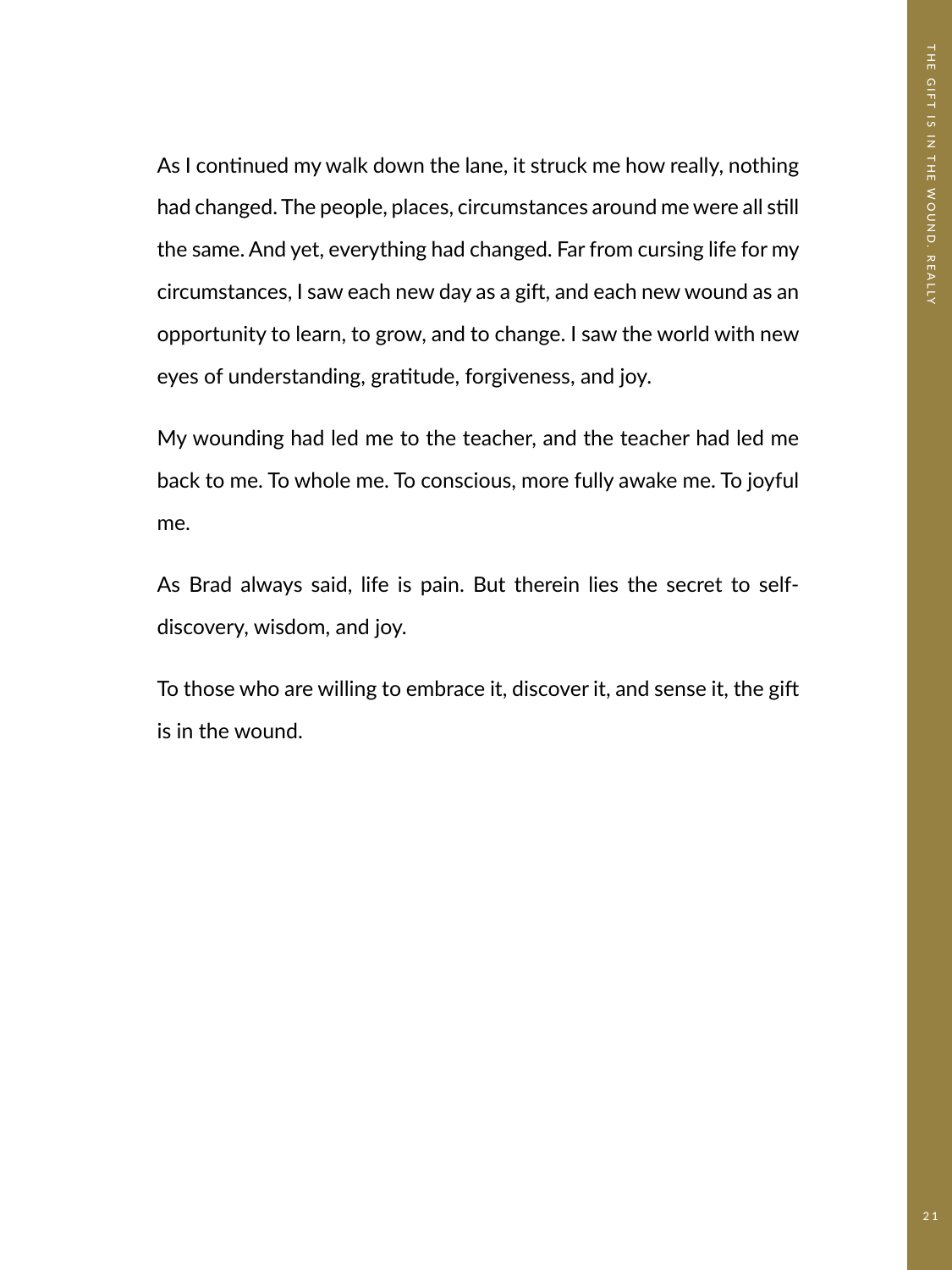As I continued my walk down the lane, it struck me how really, nothing had changed. The people, places, circumstances around me were all still the same. And yet, everything had changed. Far from cursing life for my circumstances, I saw each new day as a gift, and each new wound as an opportunity to learn, to grow, and to change. I saw the world with new eyes of understanding, gratitude, forgiveness, and joy.

My wounding had led me to the teacher, and the teacher had led me back to me. To whole me. To conscious, more fully awake me. To joyful me.

As Brad always said, life is pain. But therein lies the secret to self-discovery, wisdom, and joy.

To those who are willing to embrace it, discover it, and sense it, the gift is in the wound.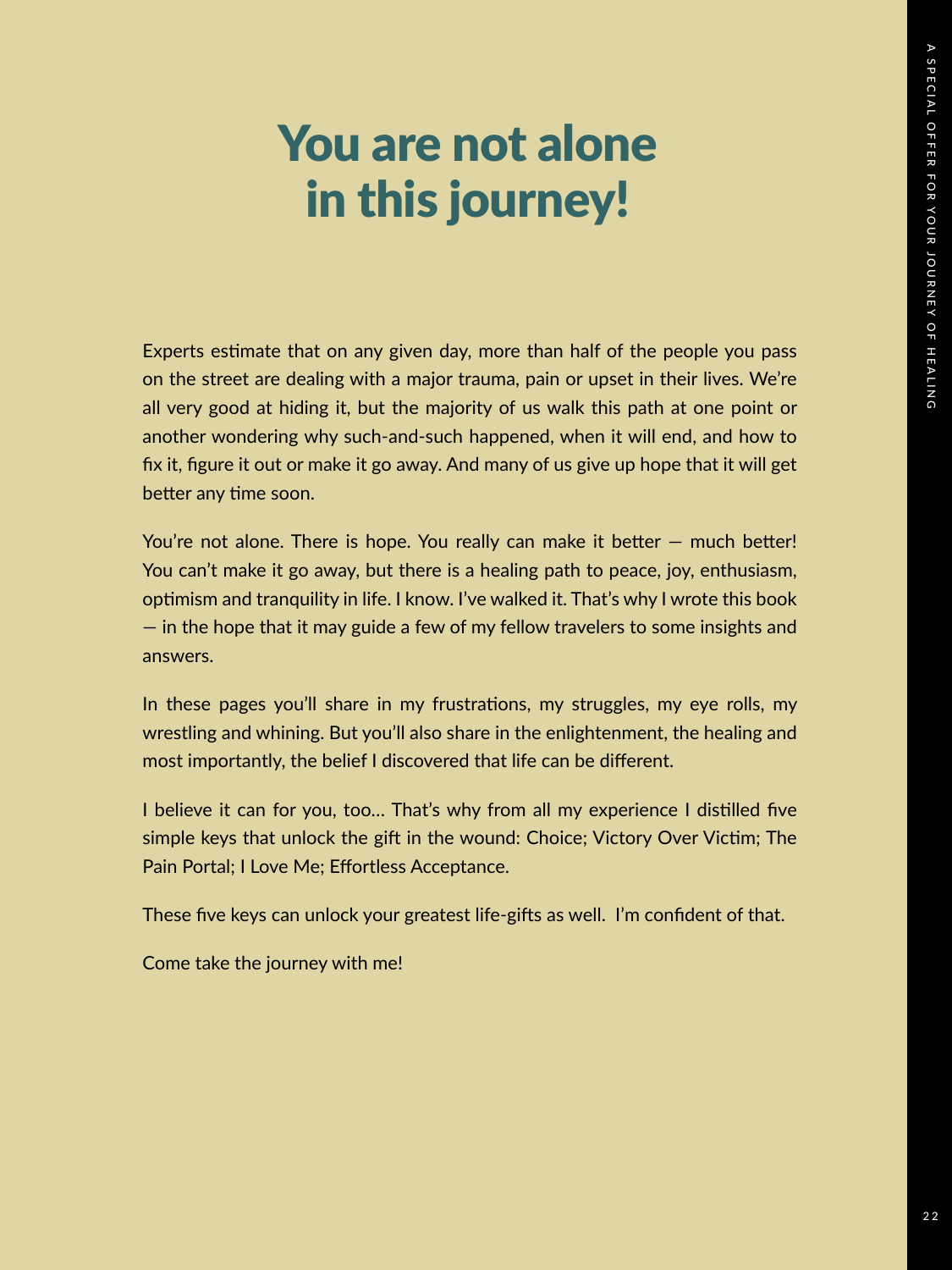# You are not alone in this journey!

Experts estimate that on any given day, more than half of the people you pass on the street are dealing with a major trauma, pain or upset in their lives. We're all very good at hiding it, but the majority of us walk this path at one point or another wondering why such-and-such happened, when it will end, and how to fix it, figure it out or make it go away. And many of us give up hope that it will get better any time soon.

You're not alone. There is hope. You really can make it better — much better! You can't make it go away, but there is a healing path to peace, joy, enthusiasm, optimism and tranquility in life. I know. I've walked it. That's why I wrote this book — in the hope that it may guide a few of my fellow travelers to some insights and answers.

In these pages you'll share in my frustrations, my struggles, my eye rolls, my wrestling and whining. But you'll also share in the enlightenment, the healing and most importantly, the belief I discovered that life can be different.

I believe it can for you, too… That's why from all my experience I distilled five simple keys that unlock the gift in the wound: Choice; Victory Over Victim; The Pain Portal; I Love Me; Effortless Acceptance.

These five keys can unlock your greatest life-gifts as well. I'm confident of that.

Come take the journey with me!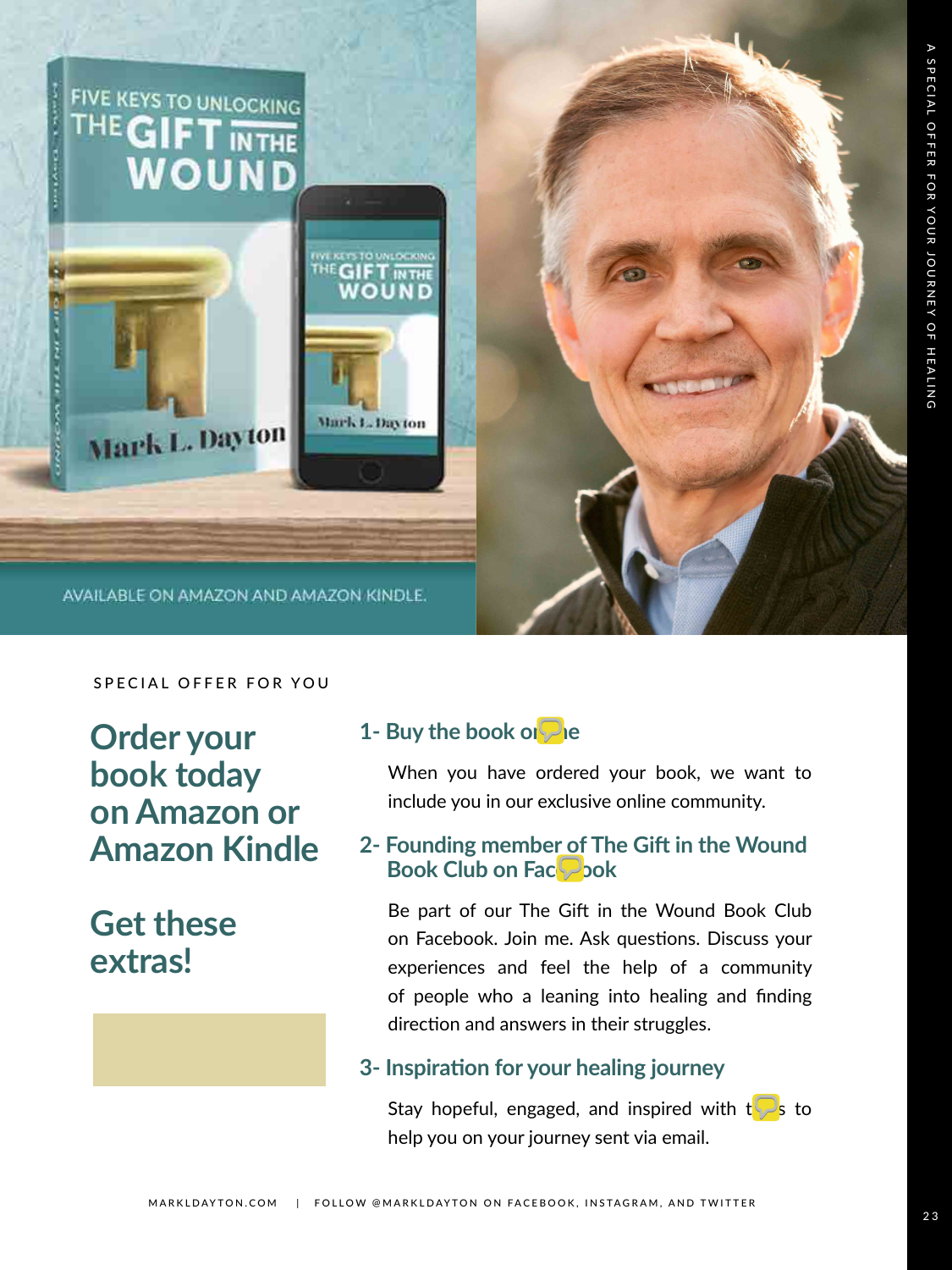FIVE KEYS TO UNLOCKING THE GIFT IN THE WOUND

Mark L. Dayton

AVAILABLE ON AMAZON AND AMAZON KINDLE.

A SPECIAL OFFER FOR YOUR JOURNEY OF HEALING

SPECIAL OFFER FOR YOU

## Order your book today on Amazon or Amazon Kindle

## Get these extras!

### 1- Buy the book o e

When you have ordered your book, we want to include you in our exclusive online community.

### 2- Founding member of The Gift in the Wound Book Club on Fac ook

Be part of our The Gift in the Wound Book Club on Facebook. Join me. Ask questions. Discuss your experiences and feel the help of a community of people who a leaning into healing and finding direction and answers in their struggles.

### 3- Inspiration for your healing journey

Stay hopeful, engaged, and inspired with t s to help you on your journey sent via email.

MARKLDAYTON.COM | FOLLOW @MARKLDAYTON ON FACEBOOK, INSTAGRAM, AND TWITTER